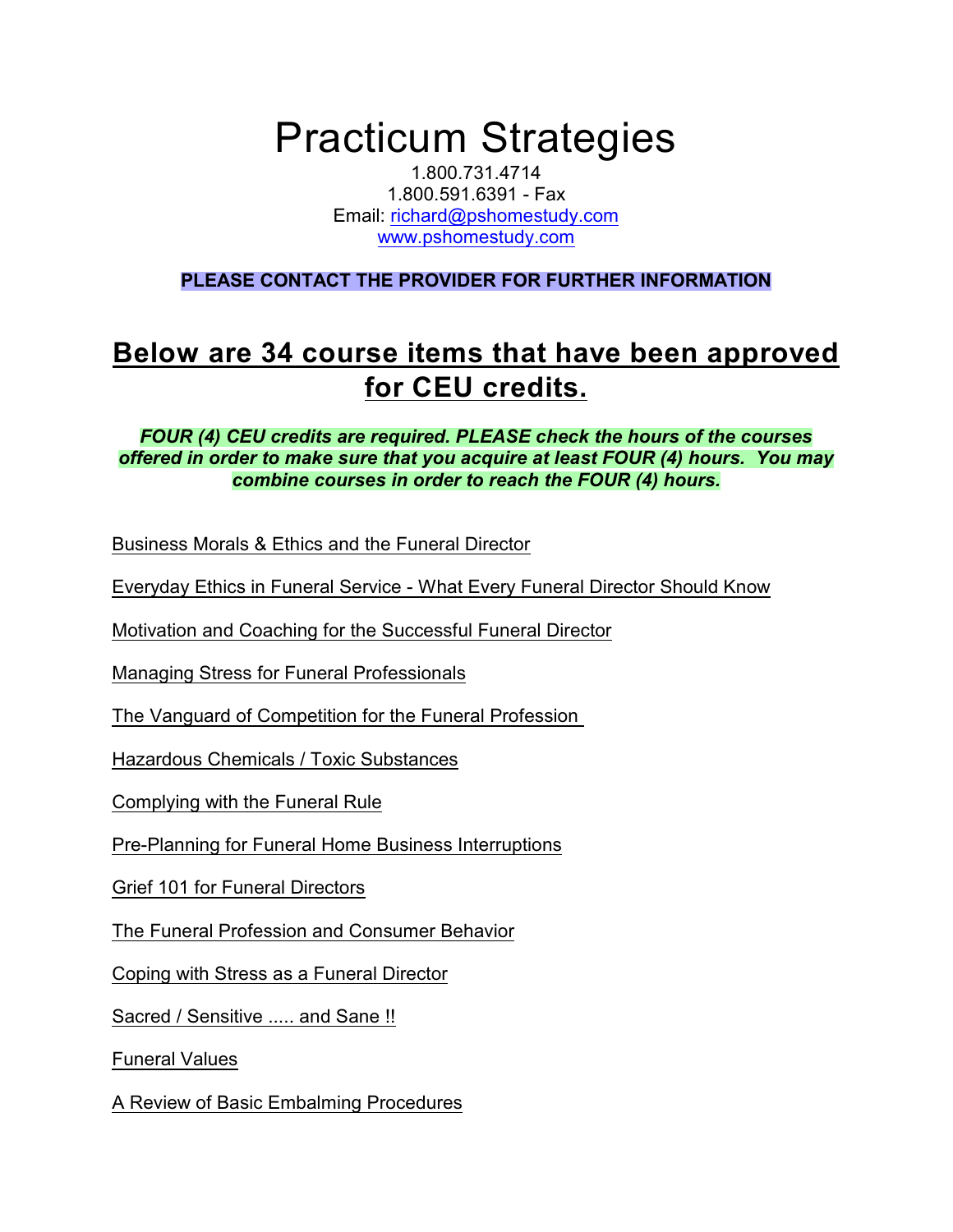# Practicum Strategies

1.800.731.4714
1.800.591.6391 - Fax
Email: richard@pshomestudy.com
www.pshomestudy.com

**PLEASE CONTACT THE PROVIDER FOR FURTHER INFORMATION**

## Below are 34 course items that have been approved for CEU credits.

***FOUR (4) CEU credits are required. PLEASE check the hours of the courses offered in order to make sure that you acquire at least FOUR (4) hours. You may combine courses in order to reach the FOUR (4) hours.***

Business Morals & Ethics and the Funeral Director

Everyday Ethics in Funeral Service - What Every Funeral Director Should Know

Motivation and Coaching for the Successful Funeral Director

Managing Stress for Funeral Professionals

The Vanguard of Competition for the Funeral Profession

Hazardous Chemicals / Toxic Substances

Complying with the Funeral Rule

Pre-Planning for Funeral Home Business Interruptions

Grief 101 for Funeral Directors

The Funeral Profession and Consumer Behavior

Coping with Stress as a Funeral Director

Sacred / Sensitive ..... and Sane !!

Funeral Values

A Review of Basic Embalming Procedures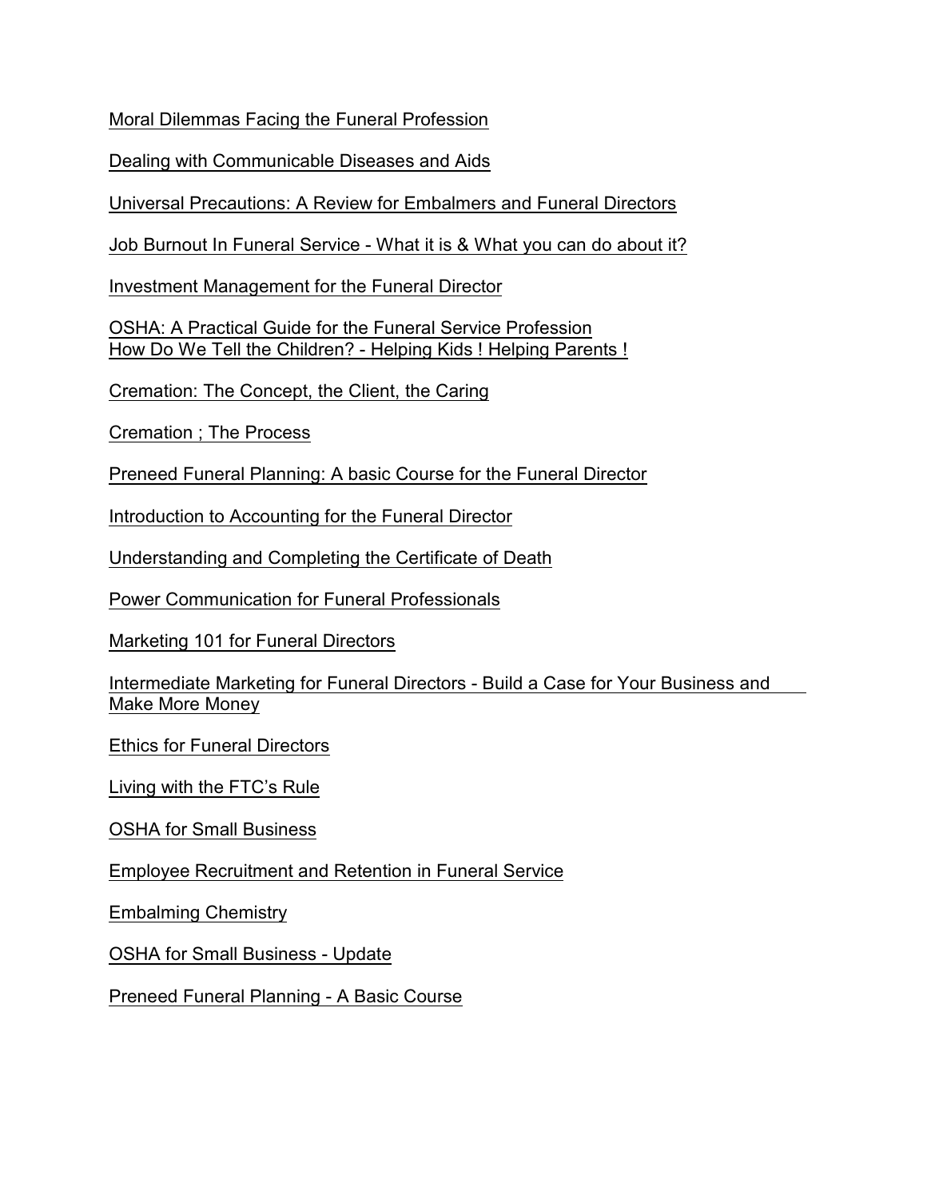Moral Dilemmas Facing the Funeral Profession

Dealing with Communicable Diseases and Aids

Universal Precautions: A Review for Embalmers and Funeral Directors

Job Burnout In Funeral Service - What it is & What you can do about it?

Investment Management for the Funeral Director

OSHA: A Practical Guide for the Funeral Service Profession
How Do We Tell the Children? - Helping Kids ! Helping Parents !

Cremation: The Concept, the Client, the Caring

Cremation ; The Process

Preneed Funeral Planning: A basic Course for the Funeral Director

Introduction to Accounting for the Funeral Director

Understanding and Completing the Certificate of Death

Power Communication for Funeral Professionals

Marketing 101 for Funeral Directors

Intermediate Marketing for Funeral Directors - Build a Case for Your Business and Make More Money

Ethics for Funeral Directors

Living with the FTC's Rule

OSHA for Small Business

Employee Recruitment and Retention in Funeral Service

Embalming Chemistry

OSHA for Small Business - Update

Preneed Funeral Planning - A Basic Course